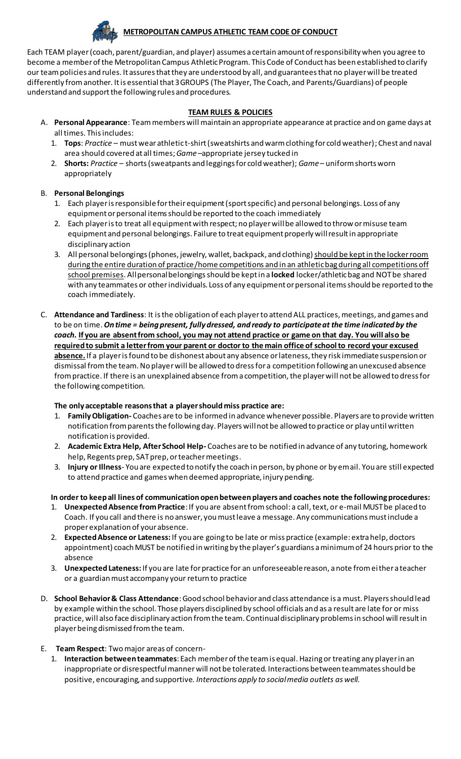# METROPOLITAN CAMPUS ATHLETIC TEAM CODE OF CONDUCT

Each TEAM player (coach, parent/guardian, and player) assumes a certain amount of responsibility when you agree to become a member of the Metropolitan Campus Athletic Program. This Code of Conduct has been established to clarify our team policies and rules. It assures that they are understood by all, and guarantees that no player will be treated differently from another. It is essential that 3 GROUPS (The Player, The Coach, and Parents/Guardians) of people understand and support the following rules and procedures.

## TEAM RULES & POLICIES

A. **Personal Appearance**: Team members will maintain an appropriate appearance at practice and on game days at all times. This includes:
   1. **Tops**: *Practice* – must wear athletic t-shirt (sweatshirts and warm clothing for cold weather); Chest and naval area should covered at all times; *Game* –appropriate jersey tucked in
   2. **Shorts:** *Practice* – shorts (sweatpants and leggings for cold weather); *Game* – uniform shorts worn appropriately

B. **Personal Belongings**
   1. Each player is responsible for their equipment (sport specific) and personal belongings. Loss of any equipment or personal items should be reported to the coach immediately
   2. Each player is to treat all equipment with respect; no player will be allowed to throw or misuse team equipment and personal belongings. Failure to treat equipment properly will result in appropriate disciplinary action
   3. All personal belongings (phones, jewelry, wallet, backpack, and clothing) <u>should be kept in the locker room during the entire duration of practice/home competitions and in an athletic bag during all competitions off school premises</u>. All personal belongings should be kept in a **locked** locker/athletic bag and NOT be shared with any teammates or other individuals. Loss of any equipment or personal items should be reported to the coach immediately.

C. **Attendance and Tardiness**: It is the obligation of each player to attend ALL practices, meetings, and games and to be on time. ***On time = being present, fully dressed, and ready to participate at the time indicated by the coach.*** <u>**If you are absent from school, you may not attend practice or game on that day. You will also be required to submit a letter from your parent or doctor to the main office of school to record your excused absence.**</u> If a player is found to be dishonest about any absence or lateness, they risk immediate suspension or dismissal from the team. No player will be allowed to dress for a competition following an unexcused absence from practice. If there is an unexplained absence from a competition, the player will not be allowed to dress for the following competition.

   **The only acceptable reasons that a player should miss practice are:**
   1. **Family Obligation-** Coaches are to be informed in advance whenever possible. Players are to provide written notification from parents the following day. Players will not be allowed to practice or play until written notification is provided.
   2. **Academic Extra Help, After School Help-** Coaches are to be notified in advance of any tutoring, homework help, Regents prep, SAT prep, or teacher meetings.
   3. **Injury or Illness**- You are expected to notify the coach in person, by phone or by email. You are still expected to attend practice and games when deemed appropriate, injury pending.

   **In order to keep all lines of communication open between players and coaches note the following procedures:**
   1. **Unexpected Absence from Practice**: If you are absent from school: a call, text, or e-mail MUST be placed to Coach. If you call and there is no answer, you must leave a message. Any communications must include a proper explanation of your absence.
   2. **Expected Absence or Lateness:** If you are going to be late or miss practice (example: extra help, doctors appointment) coach MUST be notified in writing by the player's guardians a minimum of 24 hours prior to the absence
   3. **Unexpected Lateness:** If you are late for practice for an unforeseeable reason, a note from either a teacher or a guardian must accompany your return to practice

D. **School Behavior & Class Attendance**: Good school behavior and class attendance is a must. Players should lead by example within the school. Those players disciplined by school officials and as a result are late for or miss practice, will also face disciplinary action from the team. Continual disciplinary problems in school will result in player being dismissed from the team.

E. **Team Respect**: Two major areas of concern-
   1. **Interaction between teammates**: Each member of the team is equal. Hazing or treating any player in an inappropriate or disrespectful manner will not be tolerated. Interactions between teammates should be positive, encouraging, and supportive. *Interactions apply to social media outlets as well.*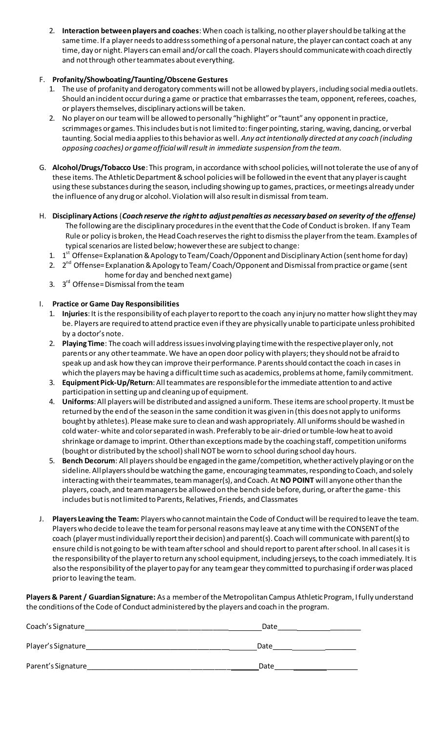2. **Interaction between players and coaches**: When coach is talking, no other player should be talking at the same time. If a player needs to address something of a personal nature, the player can contact coach at any time, day or night. Players can email and/or call the coach. Players should communicate with coach directly and not through other teammates about everything.

F. **Profanity/Showboating/Taunting/Obscene Gestures**

1. The use of profanity and derogatory comments will not be allowed by players, including social media outlets. Should an incident occur during a game or practice that embarrasses the team, opponent, referees, coaches, or players themselves, disciplinary actions will be taken.
2. No player on our team will be allowed to personally "highlight" or "taunt" any opponent in practice, scrimmages or games. This includes but is not limited to: finger pointing, staring, waving, dancing, or verbal taunting. Social media applies to this behavior as well. *Any act intentionally directed at any coach (including opposing coaches) or game official will result in immediate suspension from the team.*

G. **Alcohol/Drugs/Tobacco Use**: This program, in accordance with school policies, will not tolerate the use of any of these items. The Athletic Department & school policies will be followed in the event that any player is caught using these substances during the season, including showing up to games, practices, or meetings already under the influence of any drug or alcohol. Violation will also result in dismissal from team.

H. **Disciplinary Actions** (***Coach reserve the right to adjust penalties as necessary based on severity of the offense)***
The following are the disciplinary procedures in the event that the Code of Conduct is broken. If any Team Rule or policy is broken, the Head Coach reserves the right to dismiss the player from the team. Examples of typical scenarios are listed below; however these are subject to change:

1. 1st Offense= Explanation & Apology to Team/Coach/Opponent and Disciplinary Action (sent home for day)
2. 2nd Offense= Explanation & Apology to Team/ Coach/Opponent and Dismissal from practice or game (sent home for day and benched next game)
3. 3rd Offense= Dismissal from the team

I. **Practice or Game Day Responsibilities**

1. **Injuries**: It is the responsibility of each player to report to the coach any injury no matter how slight they may be. Players are required to attend practice even if they are physically unable to participate unless prohibited by a doctor's note.
2. **Playing Time**: The coach will address issues involving playing time with the respective player only, not parents or any other teammate. We have an open door policy with players; they should not be afraid to speak up and ask how they can improve their performance. Parents should contact the coach in cases in which the players may be having a difficult time such as academics, problems at home, family commitment.
3. **Equipment Pick-Up/Return**: All teammates are responsible for the immediate attention to and active participation in setting up and cleaning up of equipment.
4. **Uniforms**: All players will be distributed and assigned a uniform. These items are school property. It must be returned by the end of the season in the same condition it was given in (this does not apply to uniforms bought by athletes). Please make sure to clean and wash appropriately. All uniforms should be washed in cold water- white and color separated in wash. Preferably to be air-dried or tumble-low heat to avoid shrinkage or damage to imprint. Other than exceptions made by the coaching staff, competition uniforms (bought or distributed by the school) shall NOT be worn to school during school day hours.
5. **Bench Decorum**: All players should be engaged in the game/competition, whether actively playing or on the sideline. All players should be watching the game, encouraging teammates, responding to Coach, and solely interacting with their teammates, team manager(s), and Coach. At **NO POINT** will anyone other than the players, coach, and team managers be allowed on the bench side before, during, or after the game- this includes but is not limited to Parents, Relatives, Friends, and Classmates

J. **Players Leaving the Team:** Players who cannot maintain the Code of Conduct will be required to leave the team. Players who decide to leave the team for personal reasons may leave at any time with the CONSENT of the coach (player must individually report their decision) and parent(s). Coach will communicate with parent(s) to ensure child is not going to be with team after school and should report to parent after school. In all cases it is the responsibility of the player to return any school equipment, including jerseys, to the coach immediately. It is also the responsibility of the player to pay for any team gear they committed to purchasing if order was placed prior to leaving the team.

**Players & Parent / Guardian Signature:** As a member of the Metropolitan Campus Athletic Program, I fully understand the conditions of the Code of Conduct administered by the players and coach in the program.

Coach's Signature_______________________________________ Date____________________

Player's Signature_______________________________________ Date____________________

Parent's Signature_______________________________________ Date____________________